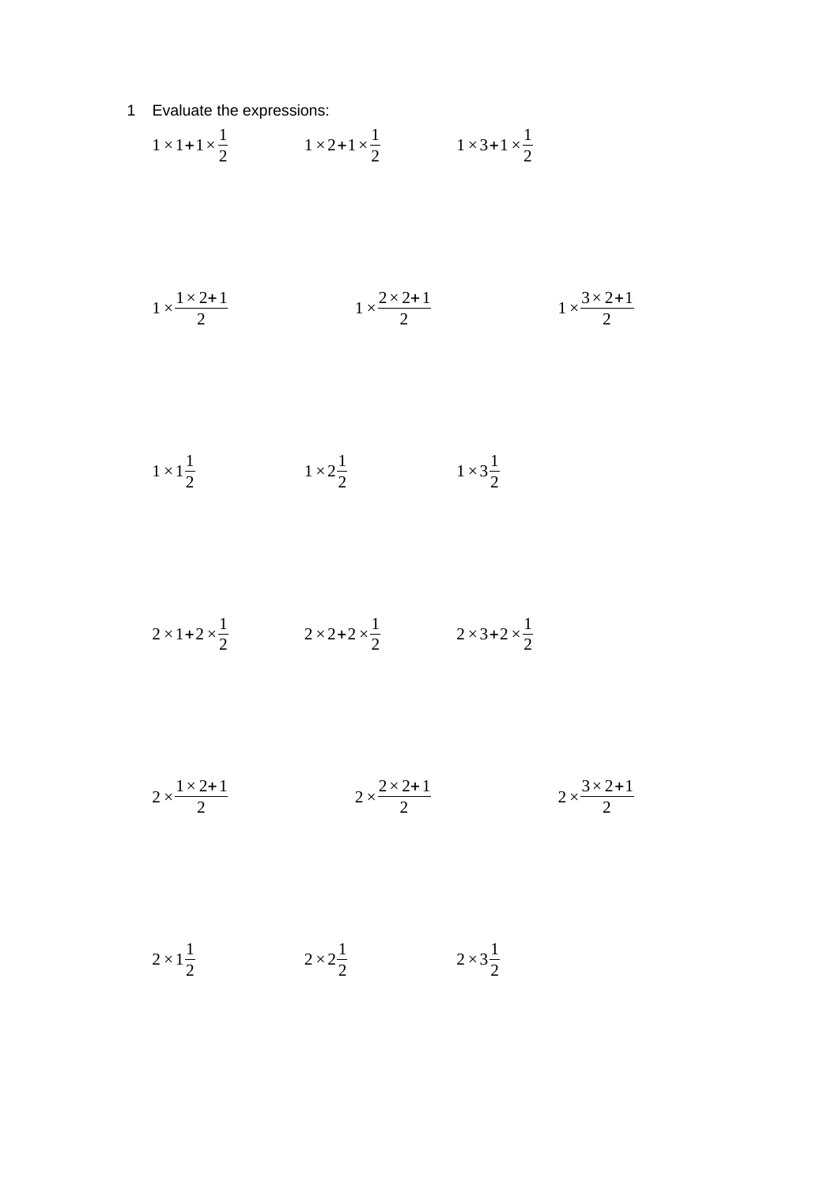1 Evaluate the expressions:

$1 \times 1 + 1 \times \frac{1}{2}$ $1 \times 2 + 1 \times \frac{1}{2}$ $1 \times 3 + 1 \times \frac{1}{2}$

$1 \times \frac{1 \times 2 + 1}{2}$ $1 \times \frac{2 \times 2 + 1}{2}$ $1 \times \frac{3 \times 2 + 1}{2}$

$1 \times 1\frac{1}{2}$ $1 \times 2\frac{1}{2}$ $1 \times 3\frac{1}{2}$

$2 \times 1 + 2 \times \frac{1}{2}$ $2 \times 2 + 2 \times \frac{1}{2}$ $2 \times 3 + 2 \times \frac{1}{2}$

$2 \times \frac{1 \times 2 + 1}{2}$ $2 \times \frac{2 \times 2 + 1}{2}$ $2 \times \frac{3 \times 2 + 1}{2}$

$2 \times 1\frac{1}{2}$ $2 \times 2\frac{1}{2}$ $2 \times 3\frac{1}{2}$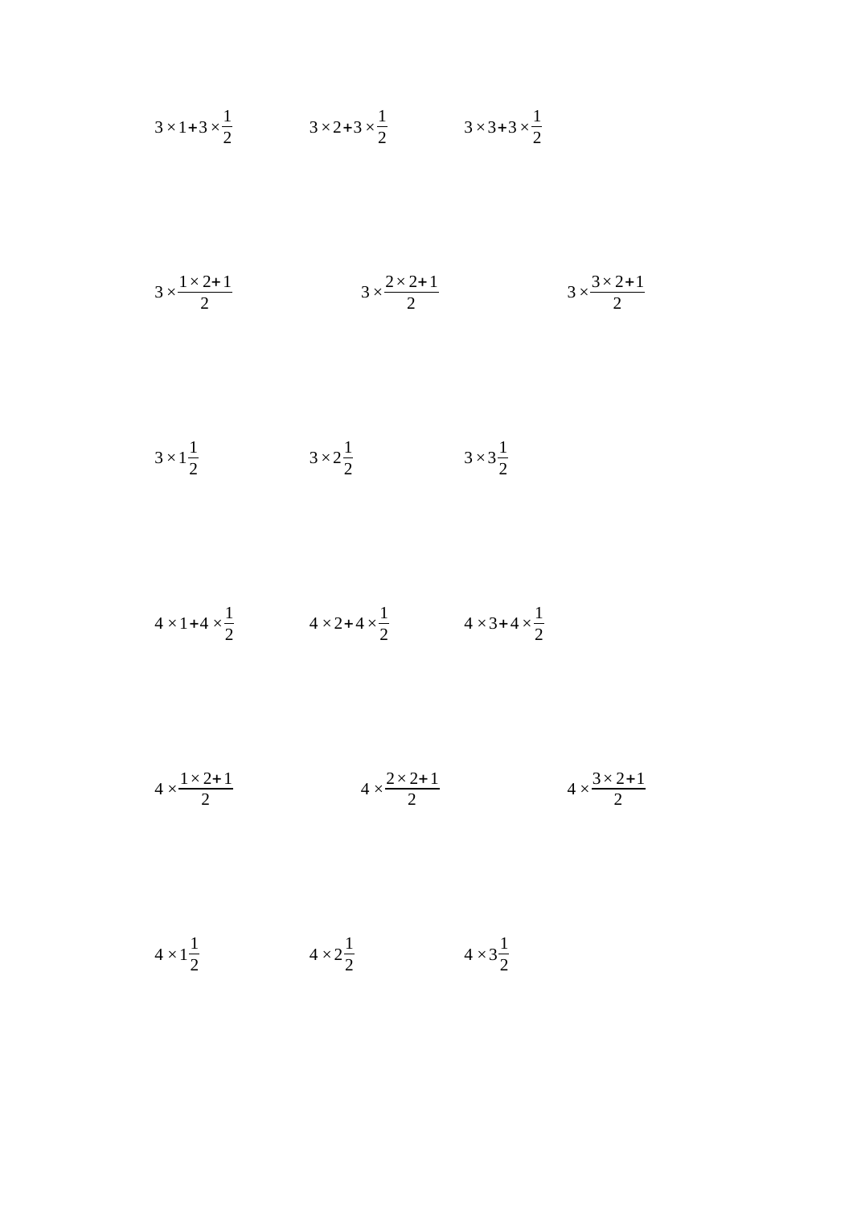$3\times1+3\times\frac{1}{2}$ $3\times2+3\times\frac{1}{2}$ $3\times3+3\times\frac{1}{2}$

$3\times\frac{1\times2+1}{2}$ $3\times\frac{2\times2+1}{2}$ $3\times\frac{3\times2+1}{2}$

$3\times1\frac{1}{2}$ $3\times2\frac{1}{2}$ $3\times3\frac{1}{2}$

$4\times1+4\times\frac{1}{2}$ $4\times2+4\times\frac{1}{2}$ $4\times3+4\times\frac{1}{2}$

$4\times\frac{1\times2+1}{2}$ $4\times\frac{2\times2+1}{2}$ $4\times\frac{3\times2+1}{2}$

$4\times1\frac{1}{2}$ $4\times2\frac{1}{2}$ $4\times3\frac{1}{2}$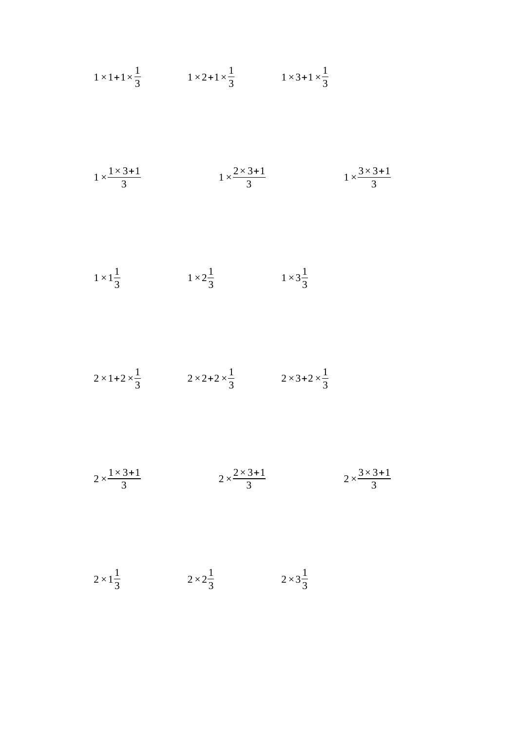$1\times1+1\times\frac{1}{3}$ $\qquad$ $1\times2+1\times\frac{1}{3}$ $\qquad$ $1\times3+1\times\frac{1}{3}$

$1\times\frac{1\times3+1}{3}$ $\qquad$ $1\times\frac{2\times3+1}{3}$ $\qquad$ $1\times\frac{3\times3+1}{3}$

$1\times1\frac{1}{3}$ $\qquad$ $1\times2\frac{1}{3}$ $\qquad$ $1\times3\frac{1}{3}$

$2\times1+2\times\frac{1}{3}$ $\qquad$ $2\times2+2\times\frac{1}{3}$ $\qquad$ $2\times3+2\times\frac{1}{3}$

$2\times\frac{1\times3+1}{3}$ $\qquad$ $2\times\frac{2\times3+1}{3}$ $\qquad$ $2\times\frac{3\times3+1}{3}$

$2\times1\frac{1}{3}$ $\qquad$ $2\times2\frac{1}{3}$ $\qquad$ $2\times3\frac{1}{3}$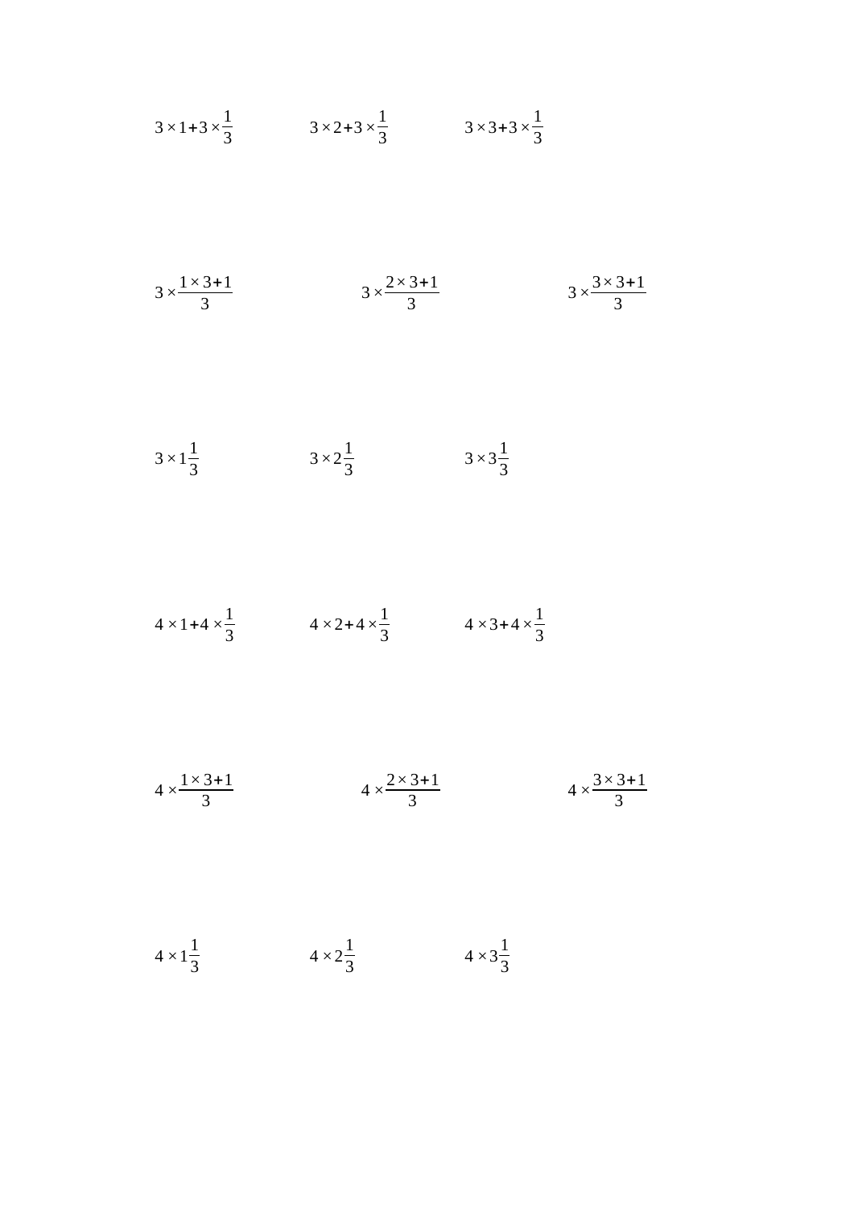$3 \times 1 + 3 \times \frac{1}{3}$ $3 \times 2 + 3 \times \frac{1}{3}$ $3 \times 3 + 3 \times \frac{1}{3}$

$3 \times \frac{1 \times 3 + 1}{3}$ $3 \times \frac{2 \times 3 + 1}{3}$ $3 \times \frac{3 \times 3 + 1}{3}$

$3 \times 1\frac{1}{3}$ $3 \times 2\frac{1}{3}$ $3 \times 3\frac{1}{3}$

$4 \times 1 + 4 \times \frac{1}{3}$ $4 \times 2 + 4 \times \frac{1}{3}$ $4 \times 3 + 4 \times \frac{1}{3}$

$4 \times \frac{1 \times 3 + 1}{3}$ $4 \times \frac{2 \times 3 + 1}{3}$ $4 \times \frac{3 \times 3 + 1}{3}$

$4 \times 1\frac{1}{3}$ $4 \times 2\frac{1}{3}$ $4 \times 3\frac{1}{3}$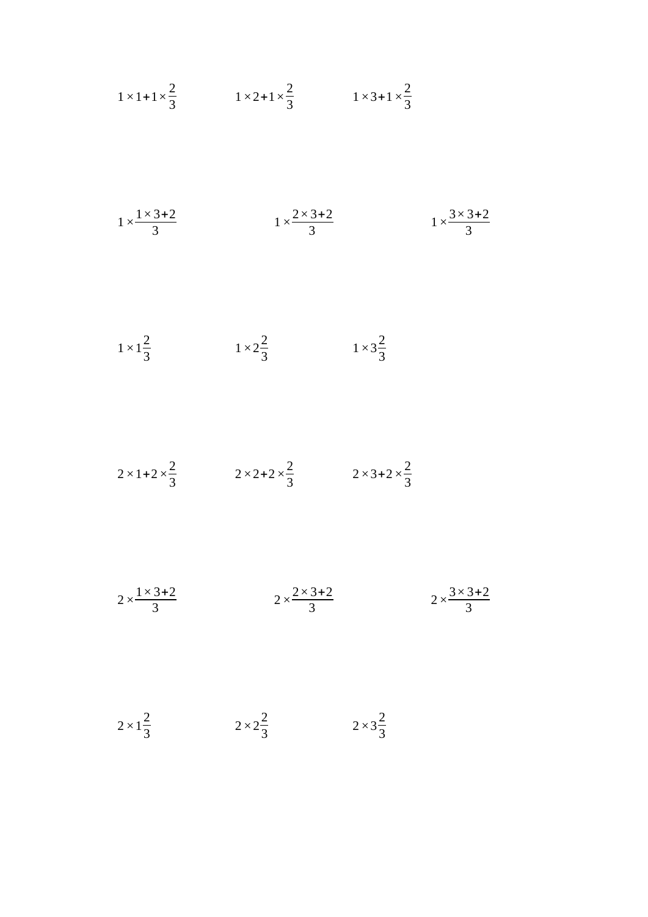$1 \times 1 + 1 \times \frac{2}{3}$ $1 \times 2 + 1 \times \frac{2}{3}$ $1 \times 3 + 1 \times \frac{2}{3}$

$1 \times \frac{1 \times 3 + 2}{3}$ $1 \times \frac{2 \times 3 + 2}{3}$ $1 \times \frac{3 \times 3 + 2}{3}$

$1 \times 1\frac{2}{3}$ $1 \times 2\frac{2}{3}$ $1 \times 3\frac{2}{3}$

$2 \times 1 + 2 \times \frac{2}{3}$ $2 \times 2 + 2 \times \frac{2}{3}$ $2 \times 3 + 2 \times \frac{2}{3}$

$2 \times \frac{1 \times 3 + 2}{3}$ $2 \times \frac{2 \times 3 + 2}{3}$ $2 \times \frac{3 \times 3 + 2}{3}$

$2 \times 1\frac{2}{3}$ $2 \times 2\frac{2}{3}$ $2 \times 3\frac{2}{3}$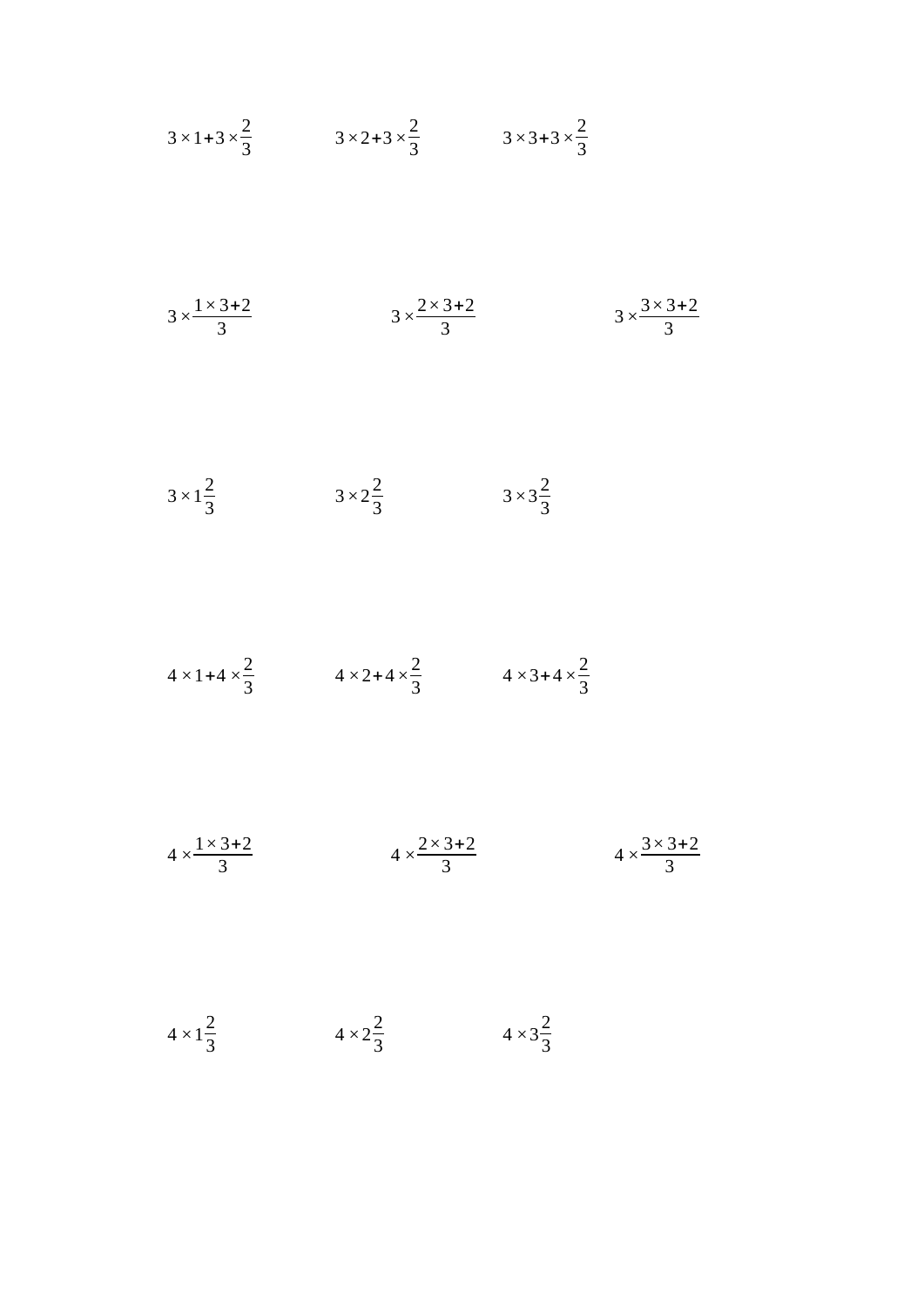$3\times1+3\times\frac{2}{3}$ $3\times2+3\times\frac{2}{3}$ $3\times3+3\times\frac{2}{3}$

$3\times\frac{1\times3+2}{3}$ $3\times\frac{2\times3+2}{3}$ $3\times\frac{3\times3+2}{3}$

$3\times1\frac{2}{3}$ $3\times2\frac{2}{3}$ $3\times3\frac{2}{3}$

$4\times1+4\times\frac{2}{3}$ $4\times2+4\times\frac{2}{3}$ $4\times3+4\times\frac{2}{3}$

$4\times\frac{1\times3+2}{3}$ $4\times\frac{2\times3+2}{3}$ $4\times\frac{3\times3+2}{3}$

$4\times1\frac{2}{3}$ $4\times2\frac{2}{3}$ $4\times3\frac{2}{3}$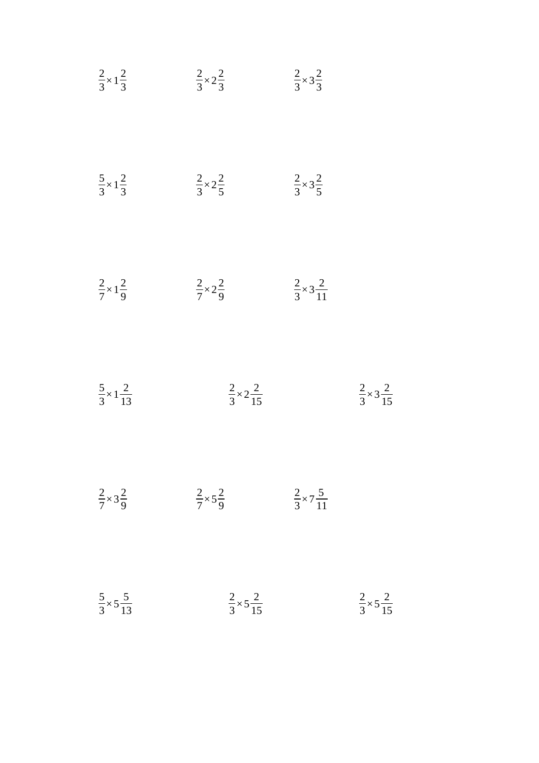$\frac{2}{3}\times 1\frac{2}{3}$ $\frac{2}{3}\times 2\frac{2}{3}$ $\frac{2}{3}\times 3\frac{2}{3}$

$\frac{5}{3}\times 1\frac{2}{3}$ $\frac{2}{3}\times 2\frac{2}{5}$ $\frac{2}{3}\times 3\frac{2}{5}$

$\frac{2}{7}\times 1\frac{2}{9}$ $\frac{2}{7}\times 2\frac{2}{9}$ $\frac{2}{3}\times 3\frac{2}{11}$

$\frac{5}{3}\times 1\frac{2}{13}$ $\frac{2}{3}\times 2\frac{2}{15}$ $\frac{2}{3}\times 3\frac{2}{15}$

$\frac{2}{7}\times 3\frac{2}{9}$ $\frac{2}{7}\times 5\frac{2}{9}$ $\frac{2}{3}\times 7\frac{5}{11}$

$\frac{5}{3}\times 5\frac{5}{13}$ $\frac{2}{3}\times 5\frac{2}{15}$ $\frac{2}{3}\times 5\frac{2}{15}$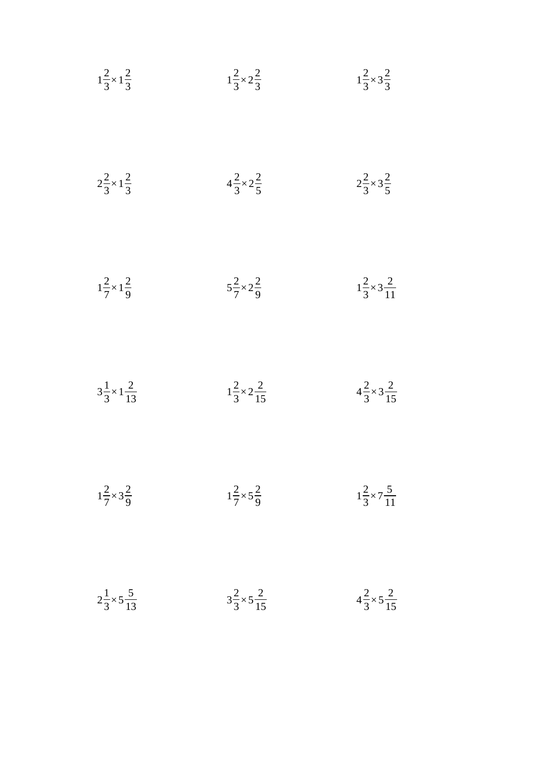$1\frac{2}{3}\times1\frac{2}{3}$

$1\frac{2}{3}\times2\frac{2}{3}$

$1\frac{2}{3}\times3\frac{2}{3}$

$2\frac{2}{3}\times1\frac{2}{3}$

$4\frac{2}{3}\times2\frac{2}{5}$

$2\frac{2}{3}\times3\frac{2}{5}$

$1\frac{2}{7}\times1\frac{2}{9}$

$5\frac{2}{7}\times2\frac{2}{9}$

$1\frac{2}{3}\times3\frac{2}{11}$

$3\frac{1}{3}\times1\frac{2}{13}$

$1\frac{2}{3}\times2\frac{2}{15}$

$4\frac{2}{3}\times3\frac{2}{15}$

$1\frac{2}{7}\times3\frac{2}{9}$

$1\frac{2}{7}\times5\frac{2}{9}$

$1\frac{2}{3}\times7\frac{5}{11}$

$2\frac{1}{3}\times5\frac{5}{13}$

$3\frac{2}{3}\times5\frac{2}{15}$

$4\frac{2}{3}\times5\frac{2}{15}$